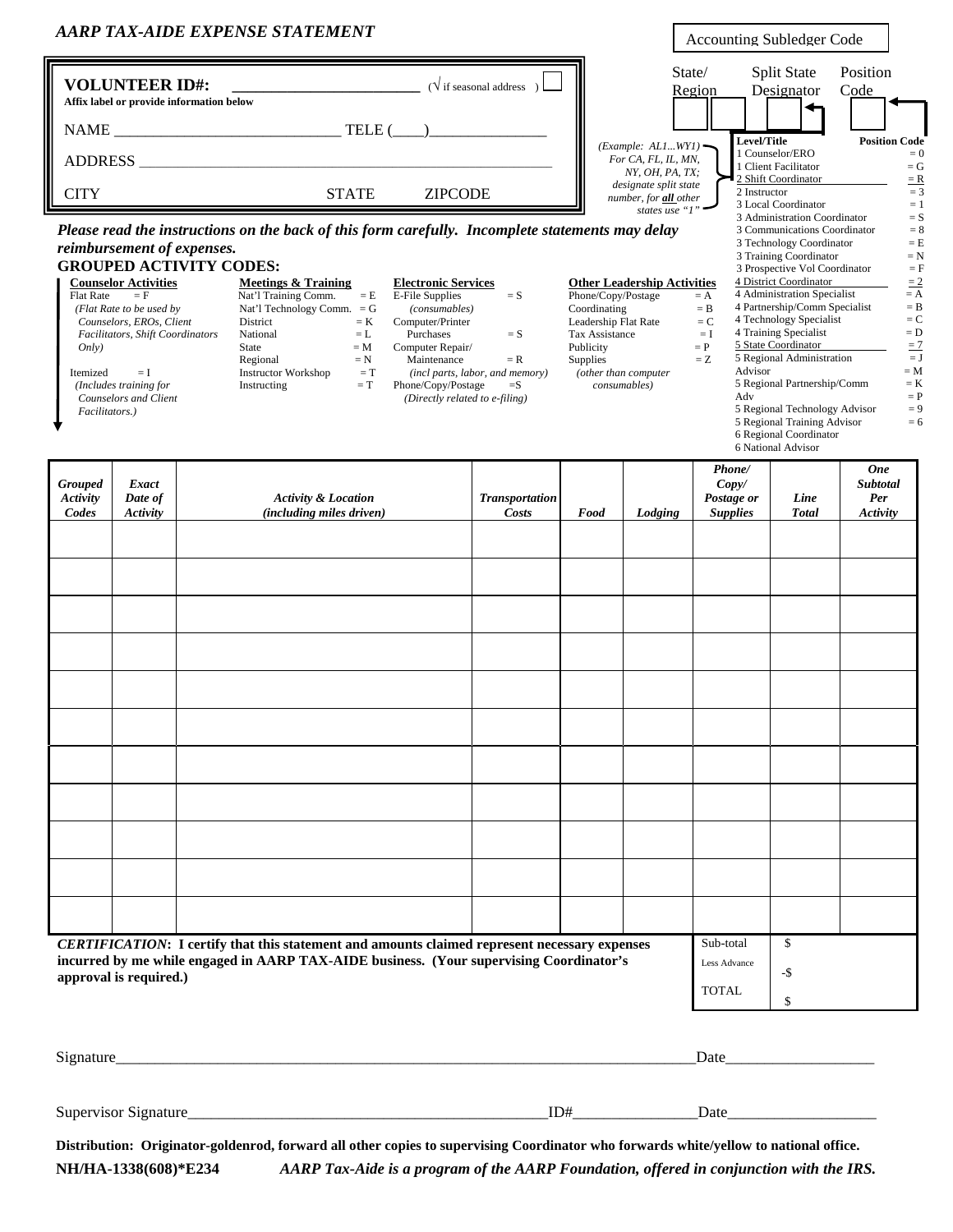# AARP TAX-AIDE EXPENSE STATEMENT

Accounting Subledger Code

| State/ Region | | Split State Designator | Position Code |
|---|---|---|---|
| | | | |

*(Example: AL1...WY1) For CA, FL, IL, MN, NY, OH, PA, TX; designate split state number, for **all** other states use "1"*

| Level/Title | Position Code |
|---|---|
| 1 Counselor/ERO | = 0 |
| 1 Client Facilitator | = G |
| 2 Shift Coordinator | = R |
| 2 Instructor | = 3 |
| 3 Local Coordinator | = 1 |
| 3 Administration Coordinator | = S |
| 3 Communications Coordinator | = 8 |
| 3 Technology Coordinator | = E |
| 3 Training Coordinator | = N |
| 3 Prospective Vol Coordinator | = F |
| 4 District Coordinator | = 2 |
| 4 Administration Specialist | = A |
| 4 Partnership/Comm Specialist | = B |
| 4 Technology Specialist | = C |
| 4 Training Specialist | = D |
| 5 State Coordinator | = 7 |
| 5 Regional Administration Advisor | = J |
| 5 Regional Partnership/Comm Adv | = K |
| 5 Regional Technology Advisor | = 9 |
| 5 Regional Training Advisor | = 6 |
| 6 Regional Coordinator | = M |
| 6 National Advisor | = P |

**VOLUNTEER ID#:** ______________________ (√ if seasonal address ) ☐

**Affix label or provide information below**

NAME ____________________________ TELE (____)_______________

ADDRESS ___________________________________________________

CITY STATE ZIPCODE

***Please read the instructions on the back of this form carefully. Incomplete statements may delay reimbursement of expenses.***

**GROUPED ACTIVITY CODES:**

**Counselor Activities**
- Flat Rate = F
  *(Flat Rate to be used by Counselors, EROs, Client Facilitators, Shift Coordinators Only)*
- Itemized = I
  *(Includes training for Counselors and Client Facilitators.)*

**Meetings & Training**
- Nat'l Training Comm. = E
- Nat'l Technology Comm. = G
- District = K
- National = L
- State = M
- Regional = N
- Instructor Workshop = T
- Instructing = T

**Electronic Services**
- E-File Supplies *(consumables)* = S
- Computer/Printer Purchases = S
- Computer Repair/ Maintenance *(incl parts, labor, and memory)* = R
- Phone/Copy/Postage *(Directly related to e-filing)* = S

**Other Leadership Activities**
- Phone/Copy/Postage = A
- Coordinating = B
- Leadership Flat Rate = C
- Tax Assistance = I
- Publicity = P
- Supplies *(other than computer consumables)* = Z

| *Grouped Activity Codes* | *Exact Date of Activity* | *Activity & Location (including miles driven)* | *Transportation Costs* | *Food* | *Lodging* | *Phone/ Copy/ Postage or Supplies* | *Line Total* | *One Subtotal Per Activity* |
|---|---|---|---|---|---|---|---|---|
| | | | | | | | | |
| | | | | | | | | |
| | | | | | | | | |
| | | | | | | | | |
| | | | | | | | | |
| | | | | | | | | |
| | | | | | | | | |
| | | | | | | | | |
| | | | | | | | | |
| | | | | | | | | |
| | | | | | | | | |

***CERTIFICATION*: I certify that this statement and amounts claimed represent necessary expenses incurred by me while engaged in AARP TAX-AIDE business. (Your supervising Coordinator's approval is required.)**

| | |
|---|---|
| Sub-total | $ |
| Less Advance | -$ |
| TOTAL | $ |

Signature__________________________________________________________________Date__________________

Supervisor Signature_______________________________________ID#_______________Date__________________

**Distribution: Originator-goldenrod, forward all other copies to supervising Coordinator who forwards white/yellow to national office.**

**NH/HA-1338(608)*E234** ***AARP Tax-Aide is a program of the AARP Foundation, offered in conjunction with the IRS.***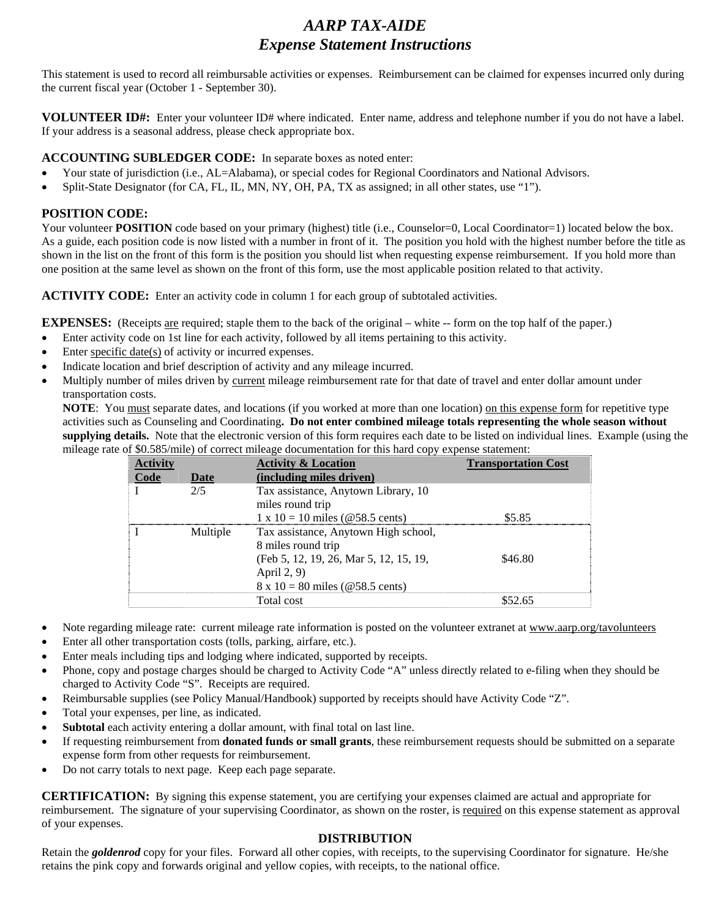# *AARP TAX-AIDE*
## *Expense Statement Instructions*

This statement is used to record all reimbursable activities or expenses. Reimbursement can be claimed for expenses incurred only during the current fiscal year (October 1 - September 30).

**VOLUNTEER ID#:** Enter your volunteer ID# where indicated. Enter name, address and telephone number if you do not have a label. If your address is a seasonal address, please check appropriate box.

**ACCOUNTING SUBLEDGER CODE:** In separate boxes as noted enter:

- Your state of jurisdiction (i.e., AL=Alabama), or special codes for Regional Coordinators and National Advisors.
- Split-State Designator (for CA, FL, IL, MN, NY, OH, PA, TX as assigned; in all other states, use "1").

**POSITION CODE:**
Your volunteer **POSITION** code based on your primary (highest) title (i.e., Counselor=0, Local Coordinator=1) located below the box. As a guide, each position code is now listed with a number in front of it. The position you hold with the highest number before the title as shown in the list on the front of this form is the position you should list when requesting expense reimbursement. If you hold more than one position at the same level as shown on the front of this form, use the most applicable position related to that activity.

**ACTIVITY CODE:** Enter an activity code in column 1 for each group of subtotaled activities.

**EXPENSES:** (Receipts are required; staple them to the back of the original – white -- form on the top half of the paper.)

- Enter activity code on 1st line for each activity, followed by all items pertaining to this activity.
- Enter specific date(s) of activity or incurred expenses.
- Indicate location and brief description of activity and any mileage incurred.
- Multiply number of miles driven by current mileage reimbursement rate for that date of travel and enter dollar amount under transportation costs.
  **NOTE**: You must separate dates, and locations (if you worked at more than one location) on this expense form for repetitive type activities such as Counseling and Coordinating. **Do not enter combined mileage totals representing the whole season without supplying details.** Note that the electronic version of this form requires each date to be listed on individual lines. Example (using the mileage rate of $0.585/mile) of correct mileage documentation for this hard copy expense statement:

| Activity Code | Date | Activity & Location (including miles driven) | Transportation Cost |
|---|---|---|---|
| I | 2/5 | Tax assistance, Anytown Library, 10 miles round trip 1 x 10 = 10 miles (@58.5 cents) | $5.85 |
| I | Multiple | Tax assistance, Anytown High school, 8 miles round trip (Feb 5, 12, 19, 26, Mar 5, 12, 15, 19, April 2, 9) 8 x 10 = 80 miles (@58.5 cents) | $46.80 |
| | | Total cost | $52.65 |

- Note regarding mileage rate: current mileage rate information is posted on the volunteer extranet at www.aarp.org/tavolunteers
- Enter all other transportation costs (tolls, parking, airfare, etc.).
- Enter meals including tips and lodging where indicated, supported by receipts.
- Phone, copy and postage charges should be charged to Activity Code "A" unless directly related to e-filing when they should be charged to Activity Code "S". Receipts are required.
- Reimbursable supplies (see Policy Manual/Handbook) supported by receipts should have Activity Code "Z".
- Total your expenses, per line, as indicated.
- **Subtotal** each activity entering a dollar amount, with final total on last line.
- If requesting reimbursement from **donated funds or small grants**, these reimbursement requests should be submitted on a separate expense form from other requests for reimbursement.
- Do not carry totals to next page. Keep each page separate.

**CERTIFICATION:** By signing this expense statement, you are certifying your expenses claimed are actual and appropriate for reimbursement. The signature of your supervising Coordinator, as shown on the roster, is required on this expense statement as approval of your expenses.

### DISTRIBUTION

Retain the ***goldenrod*** copy for your files. Forward all other copies, with receipts, to the supervising Coordinator for signature. He/she retains the pink copy and forwards original and yellow copies, with receipts, to the national office.